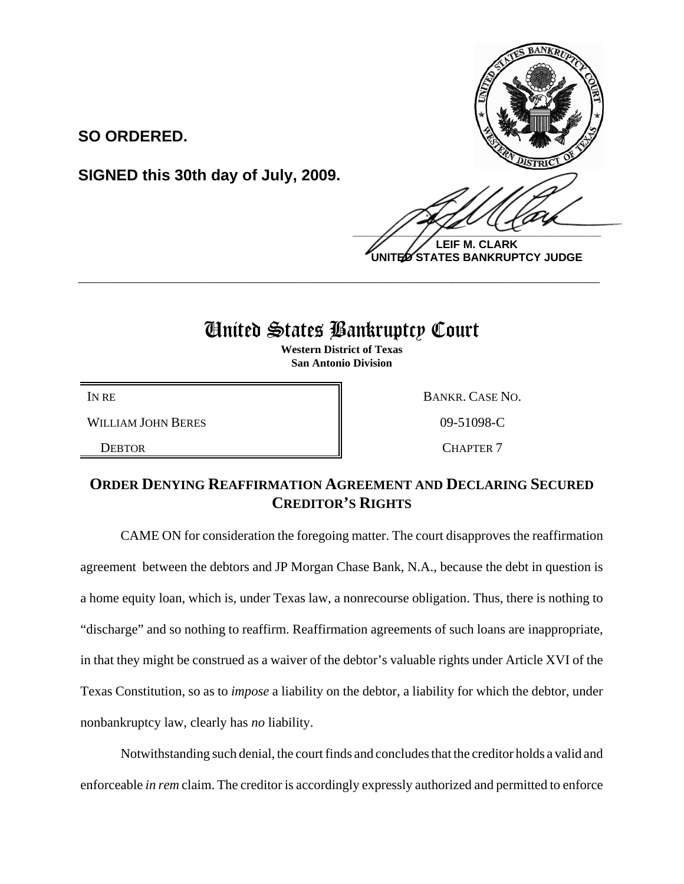**SO ORDERED.**

**SIGNED this 30th day of July, 2009.**

**LEIF M. CLARK**
**UNITED STATES BANKRUPTCY JUDGE**

---

# United States Bankruptcy Court

**Western District of Texas**
**San Antonio Division**

| | |
|---|---|
| IN RE | BANKR. CASE NO. |
| WILLIAM JOHN BERES | 09-51098-C |
| DEBTOR | CHAPTER 7 |

## ORDER DENYING REAFFIRMATION AGREEMENT AND DECLARING SECURED CREDITOR'S RIGHTS

CAME ON for consideration the foregoing matter. The court disapproves the reaffirmation agreement between the debtors and JP Morgan Chase Bank, N.A., because the debt in question is a home equity loan, which is, under Texas law, a nonrecourse obligation. Thus, there is nothing to "discharge" and so nothing to reaffirm. Reaffirmation agreements of such loans are inappropriate, in that they might be construed as a waiver of the debtor's valuable rights under Article XVI of the Texas Constitution, so as to *impose* a liability on the debtor, a liability for which the debtor, under nonbankruptcy law, clearly has *no* liability.

Notwithstanding such denial, the court finds and concludes that the creditor holds a valid and enforceable *in rem* claim. The creditor is accordingly expressly authorized and permitted to enforce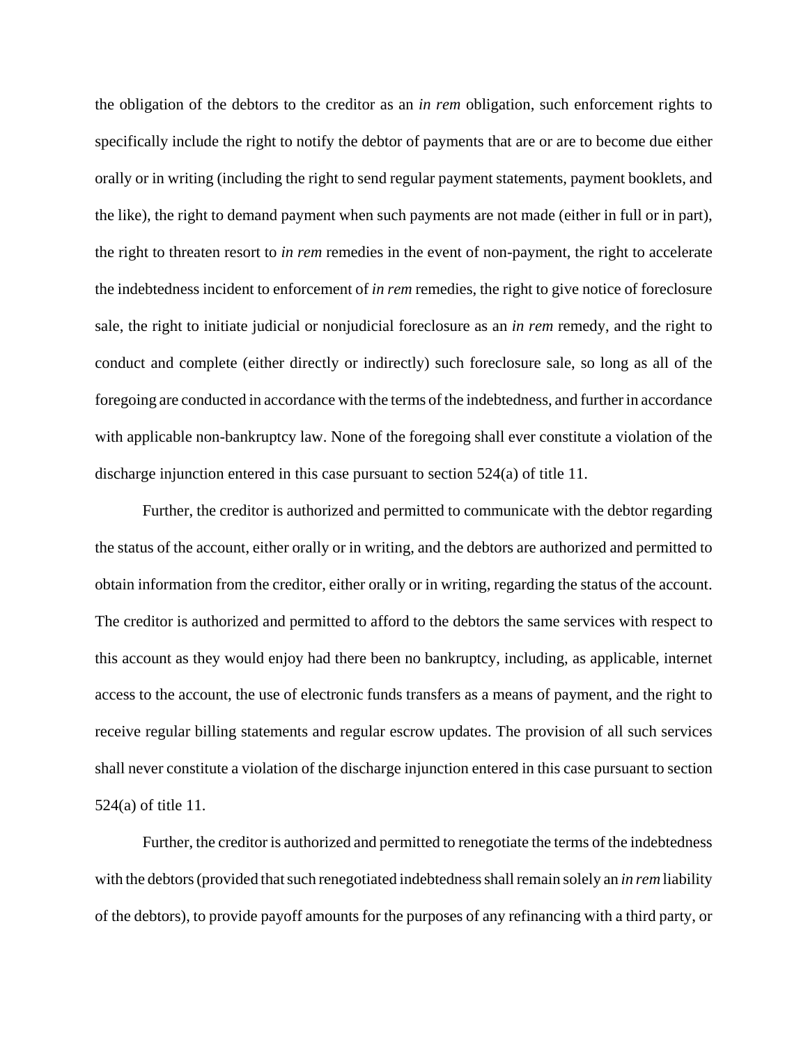the obligation of the debtors to the creditor as an *in rem* obligation, such enforcement rights to specifically include the right to notify the debtor of payments that are or are to become due either orally or in writing (including the right to send regular payment statements, payment booklets, and the like), the right to demand payment when such payments are not made (either in full or in part), the right to threaten resort to *in rem* remedies in the event of non-payment, the right to accelerate the indebtedness incident to enforcement of *in rem* remedies, the right to give notice of foreclosure sale, the right to initiate judicial or nonjudicial foreclosure as an *in rem* remedy, and the right to conduct and complete (either directly or indirectly) such foreclosure sale, so long as all of the foregoing are conducted in accordance with the terms of the indebtedness, and further in accordance with applicable non-bankruptcy law. None of the foregoing shall ever constitute a violation of the discharge injunction entered in this case pursuant to section 524(a) of title 11.

Further, the creditor is authorized and permitted to communicate with the debtor regarding the status of the account, either orally or in writing, and the debtors are authorized and permitted to obtain information from the creditor, either orally or in writing, regarding the status of the account. The creditor is authorized and permitted to afford to the debtors the same services with respect to this account as they would enjoy had there been no bankruptcy, including, as applicable, internet access to the account, the use of electronic funds transfers as a means of payment, and the right to receive regular billing statements and regular escrow updates. The provision of all such services shall never constitute a violation of the discharge injunction entered in this case pursuant to section 524(a) of title 11.

Further, the creditor is authorized and permitted to renegotiate the terms of the indebtedness with the debtors (provided that such renegotiated indebtedness shall remain solely an *in rem* liability of the debtors), to provide payoff amounts for the purposes of any refinancing with a third party, or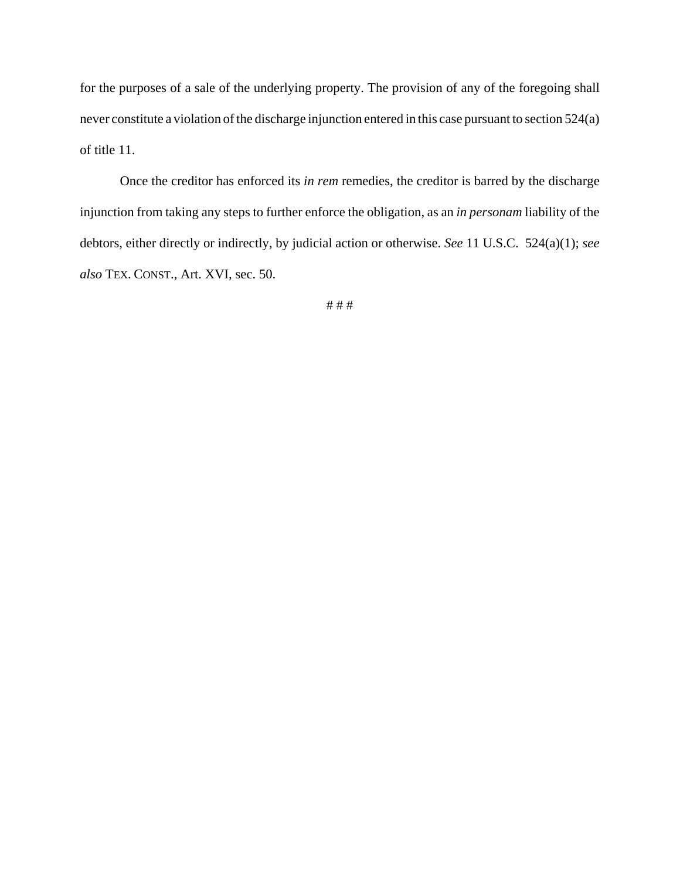for the purposes of a sale of the underlying property. The provision of any of the foregoing shall never constitute a violation of the discharge injunction entered in this case pursuant to section 524(a) of title 11.

Once the creditor has enforced its *in rem* remedies, the creditor is barred by the discharge injunction from taking any steps to further enforce the obligation, as an *in personam* liability of the debtors, either directly or indirectly, by judicial action or otherwise. *See* 11 U.S.C. 524(a)(1); *see also* TEX. CONST., Art. XVI, sec. 50.

# # #